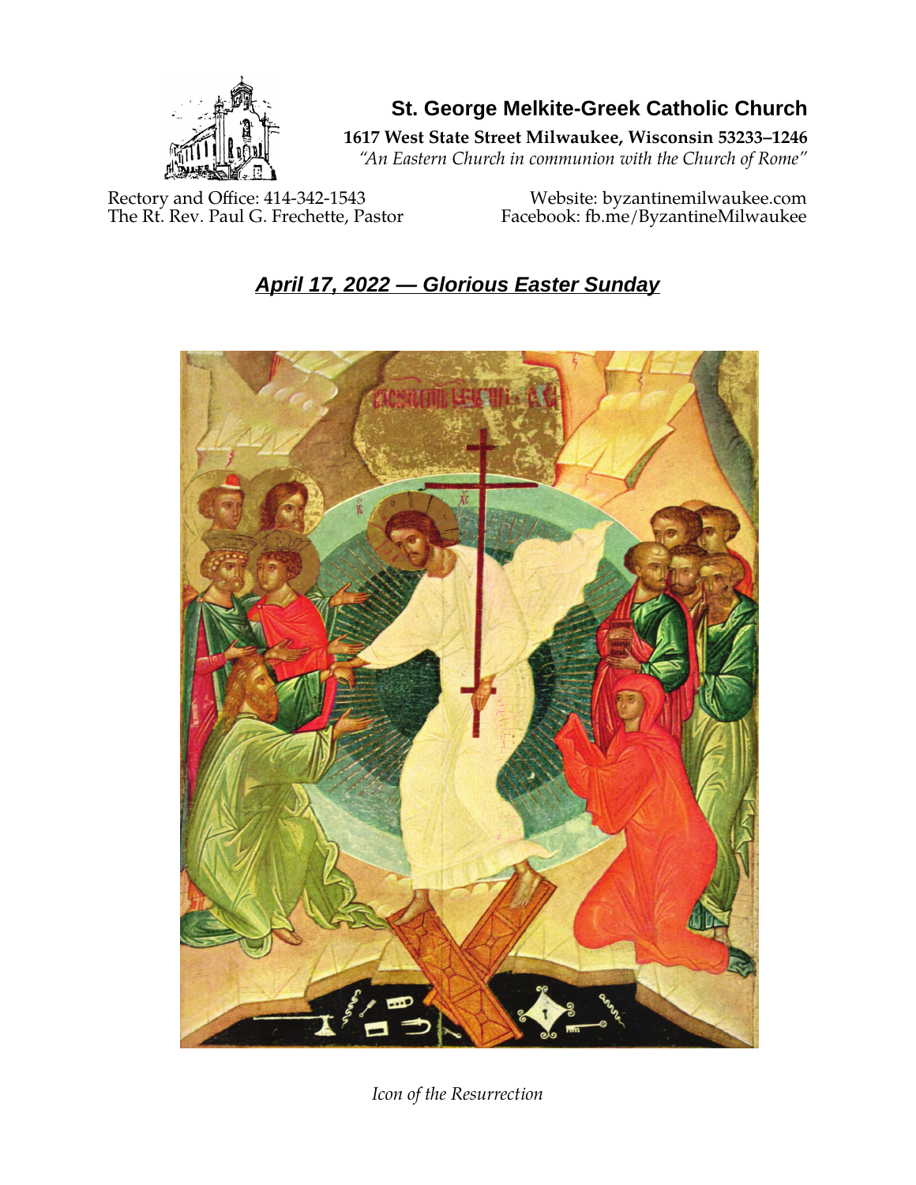# St. George Melkite-Greek Catholic Church

**1617 West State Street Milwaukee, Wisconsin 53233–1246**

*"An Eastern Church in communion with the Church of Rome"*

Rectory and Office: 414-342-1543
The Rt. Rev. Paul G. Frechette, Pastor

Website: byzantinemilwaukee.com
Facebook: fb.me/ByzantineMilwaukee

## *April 17, 2022 — Glorious Easter Sunday*

*Icon of the Resurrection*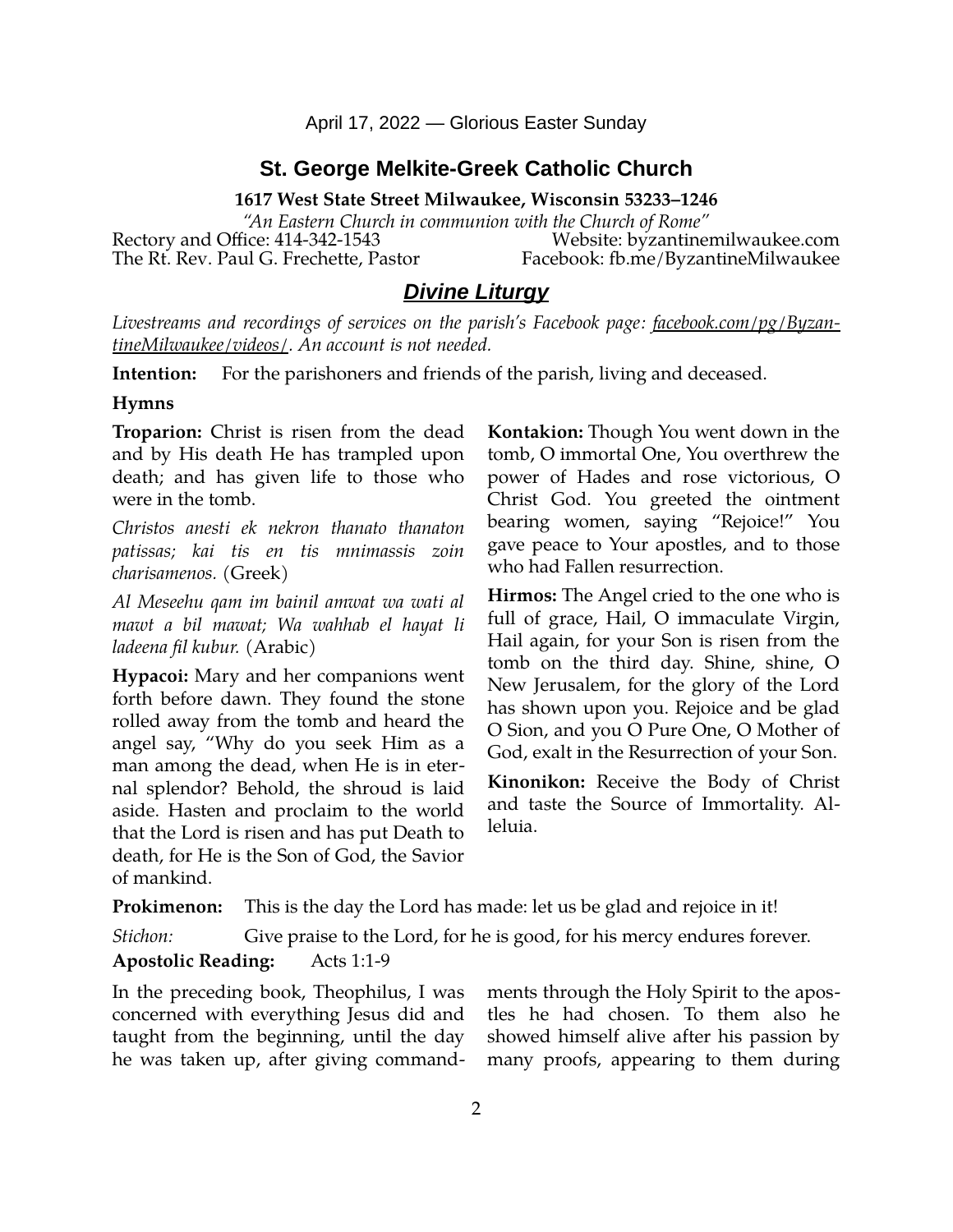April 17, 2022 — Glorious Easter Sunday

## St. George Melkite-Greek Catholic Church

**1617 West State Street Milwaukee, Wisconsin 53233–1246**

*"An Eastern Church in communion with the Church of Rome"*

Rectory and Office: 414-342-1543 Website: byzantinemilwaukee.com
The Rt. Rev. Paul G. Frechette, Pastor Facebook: fb.me/ByzantineMilwaukee

## ***Divine Liturgy***

*Livestreams and recordings of services on the parish's Facebook page: facebook.com/pg/ByzantineMilwaukee/videos/. An account is not needed.*

**Intention:** For the parishoners and friends of the parish, living and deceased.

**Hymns**

**Troparion:** Christ is risen from the dead and by His death He has trampled upon death; and has given life to those who were in the tomb.

*Christos anesti ek nekron thanato thanaton patissas; kai tis en tis mnimassis zoin charisamenos.* (Greek)

*Al Meseehu qam im bainil amwat wa wati al mawt a bil mawat; Wa wahhab el hayat li ladeena fil kubur.* (Arabic)

**Hypacoi:** Mary and her companions went forth before dawn. They found the stone rolled away from the tomb and heard the angel say, "Why do you seek Him as a man among the dead, when He is in eternal splendor? Behold, the shroud is laid aside. Hasten and proclaim to the world that the Lord is risen and has put Death to death, for He is the Son of God, the Savior of mankind.

**Kontakion:** Though You went down in the tomb, O immortal One, You overthrew the power of Hades and rose victorious, O Christ God. You greeted the ointment bearing women, saying "Rejoice!" You gave peace to Your apostles, and to those who had Fallen resurrection.

**Hirmos:** The Angel cried to the one who is full of grace, Hail, O immaculate Virgin, Hail again, for your Son is risen from the tomb on the third day. Shine, shine, O New Jerusalem, for the glory of the Lord has shown upon you. Rejoice and be glad O Sion, and you O Pure One, O Mother of God, exalt in the Resurrection of your Son.

**Kinonikon:** Receive the Body of Christ and taste the Source of Immortality. Alleluia.

**Prokimenon:** This is the day the Lord has made: let us be glad and rejoice in it!

*Stichon:* Give praise to the Lord, for he is good, for his mercy endures forever.

**Apostolic Reading:** Acts 1:1-9

In the preceding book, Theophilus, I was concerned with everything Jesus did and taught from the beginning, until the day he was taken up, after giving commandments through the Holy Spirit to the apostles he had chosen. To them also he showed himself alive after his passion by many proofs, appearing to them during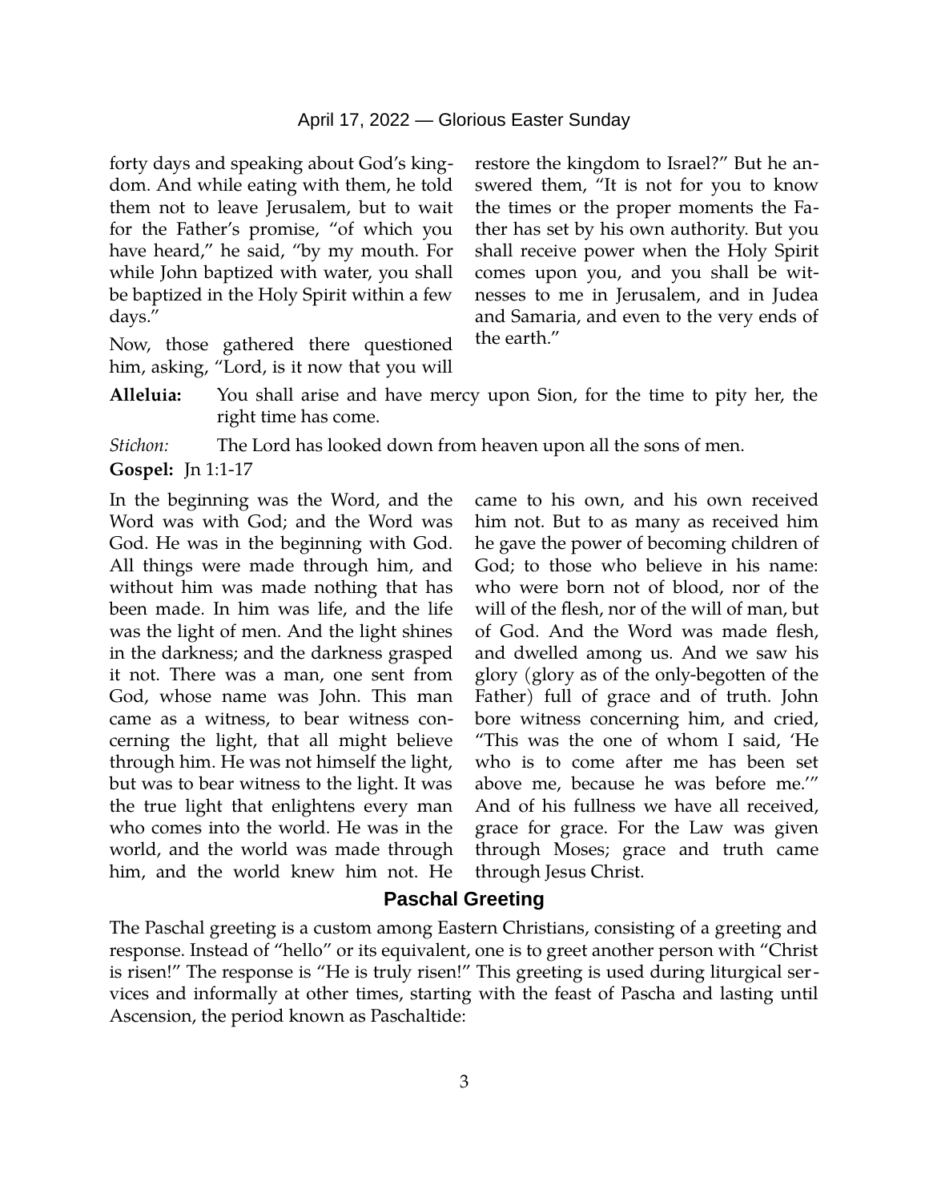forty days and speaking about God's kingdom. And while eating with them, he told them not to leave Jerusalem, but to wait for the Father's promise, "of which you have heard," he said, "by my mouth. For while John baptized with water, you shall be baptized in the Holy Spirit within a few days."

Now, those gathered there questioned him, asking, "Lord, is it now that you will restore the kingdom to Israel?" But he answered them, "It is not for you to know the times or the proper moments the Father has set by his own authority. But you shall receive power when the Holy Spirit comes upon you, and you shall be witnesses to me in Jerusalem, and in Judea and Samaria, and even to the very ends of the earth."

**Alleluia:** You shall arise and have mercy upon Sion, for the time to pity her, the right time has come.

*Stichon:* The Lord has looked down from heaven upon all the sons of men.

**Gospel:** Jn 1:1-17

In the beginning was the Word, and the Word was with God; and the Word was God. He was in the beginning with God. All things were made through him, and without him was made nothing that has been made. In him was life, and the life was the light of men. And the light shines in the darkness; and the darkness grasped it not. There was a man, one sent from God, whose name was John. This man came as a witness, to bear witness concerning the light, that all might believe through him. He was not himself the light, but was to bear witness to the light. It was the true light that enlightens every man who comes into the world. He was in the world, and the world was made through him, and the world knew him not. He came to his own, and his own received him not. But to as many as received him he gave the power of becoming children of God; to those who believe in his name: who were born not of blood, nor of the will of the flesh, nor of the will of man, but of God. And the Word was made flesh, and dwelled among us. And we saw his glory (glory as of the only-begotten of the Father) full of grace and of truth. John bore witness concerning him, and cried, "This was the one of whom I said, 'He who is to come after me has been set above me, because he was before me.'" And of his fullness we have all received, grace for grace. For the Law was given through Moses; grace and truth came through Jesus Christ.

## Paschal Greeting

The Paschal greeting is a custom among Eastern Christians, consisting of a greeting and response. Instead of "hello" or its equivalent, one is to greet another person with "Christ is risen!" The response is "He is truly risen!" This greeting is used during liturgical services and informally at other times, starting with the feast of Pascha and lasting until Ascension, the period known as Paschaltide: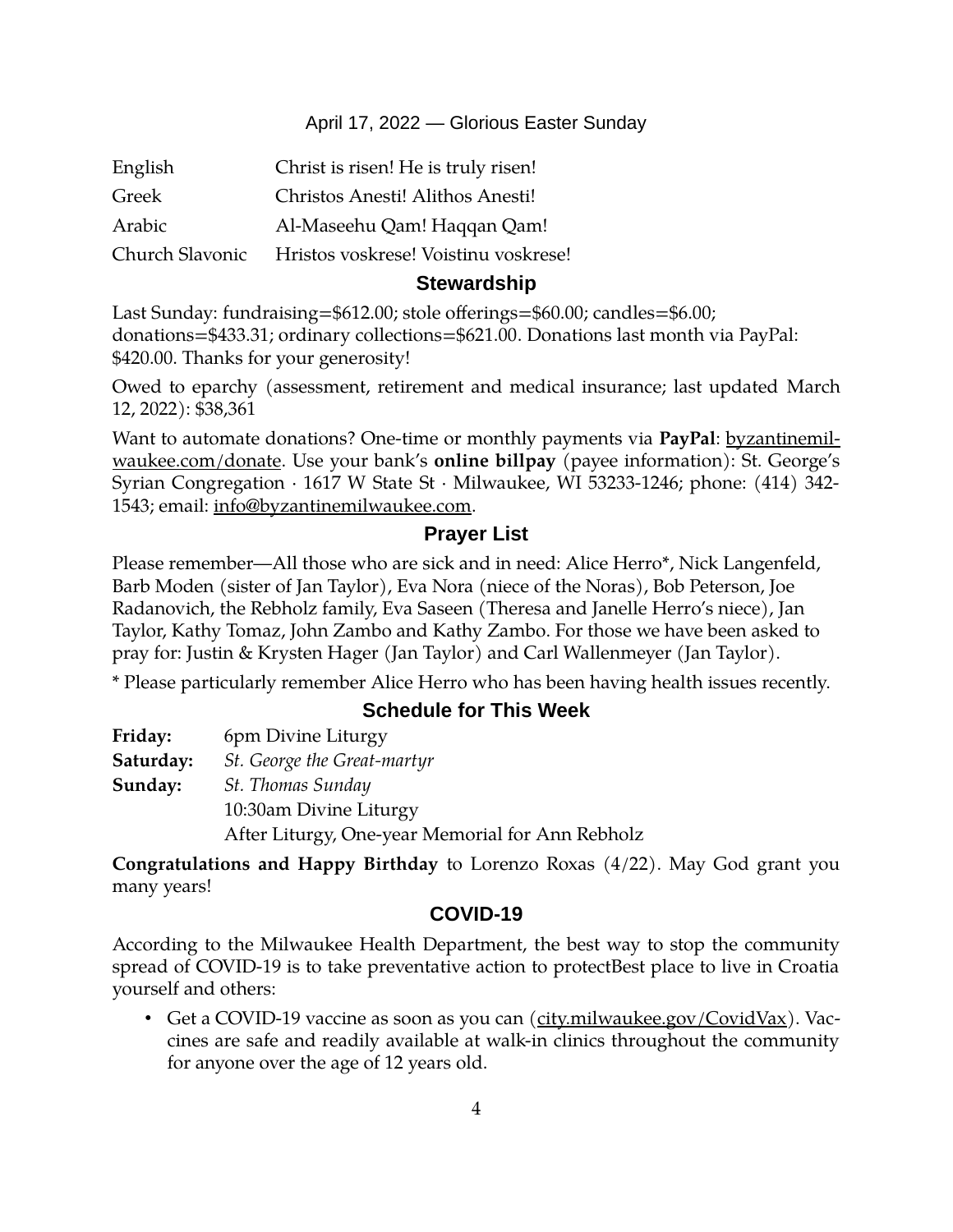April 17, 2022 — Glorious Easter Sunday

| | |
|---|---|
| English | Christ is risen! He is truly risen! |
| Greek | Christos Anesti! Alithos Anesti! |
| Arabic | Al-Maseehu Qam! Haqqan Qam! |
| Church Slavonic | Hristos voskrese! Voistinu voskrese! |

## Stewardship

Last Sunday: fundraising=$612.00; stole offerings=$60.00; candles=$6.00; donations=$433.31; ordinary collections=$621.00. Donations last month via PayPal: $420.00. Thanks for your generosity!

Owed to eparchy (assessment, retirement and medical insurance; last updated March 12, 2022): $38,361

Want to automate donations? One-time or monthly payments via **PayPal**: byzantinemilwaukee.com/donate. Use your bank's **online billpay** (payee information): St. George's Syrian Congregation · 1617 W State St · Milwaukee, WI 53233-1246; phone: (414) 342-1543; email: info@byzantinemilwaukee.com.

## Prayer List

Please remember—All those who are sick and in need: Alice Herro*, Nick Langenfeld, Barb Moden (sister of Jan Taylor), Eva Nora (niece of the Noras), Bob Peterson, Joe Radanovich, the Rebholz family, Eva Saseen (Theresa and Janelle Herro's niece), Jan Taylor, Kathy Tomaz, John Zambo and Kathy Zambo. For those we have been asked to pray for: Justin & Krysten Hager (Jan Taylor) and Carl Wallenmeyer (Jan Taylor).

* Please particularly remember Alice Herro who has been having health issues recently.

## Schedule for This Week

**Friday:** 6pm Divine Liturgy

**Saturday:** *St. George the Great-martyr*

**Sunday:** *St. Thomas Sunday*
10:30am Divine Liturgy
After Liturgy, One-year Memorial for Ann Rebholz

**Congratulations and Happy Birthday** to Lorenzo Roxas (4/22). May God grant you many years!

## COVID-19

According to the Milwaukee Health Department, the best way to stop the community spread of COVID-19 is to take preventative action to protectBest place to live in Croatia yourself and others:

- Get a COVID-19 vaccine as soon as you can (city.milwaukee.gov/CovidVax). Vaccines are safe and readily available at walk-in clinics throughout the community for anyone over the age of 12 years old.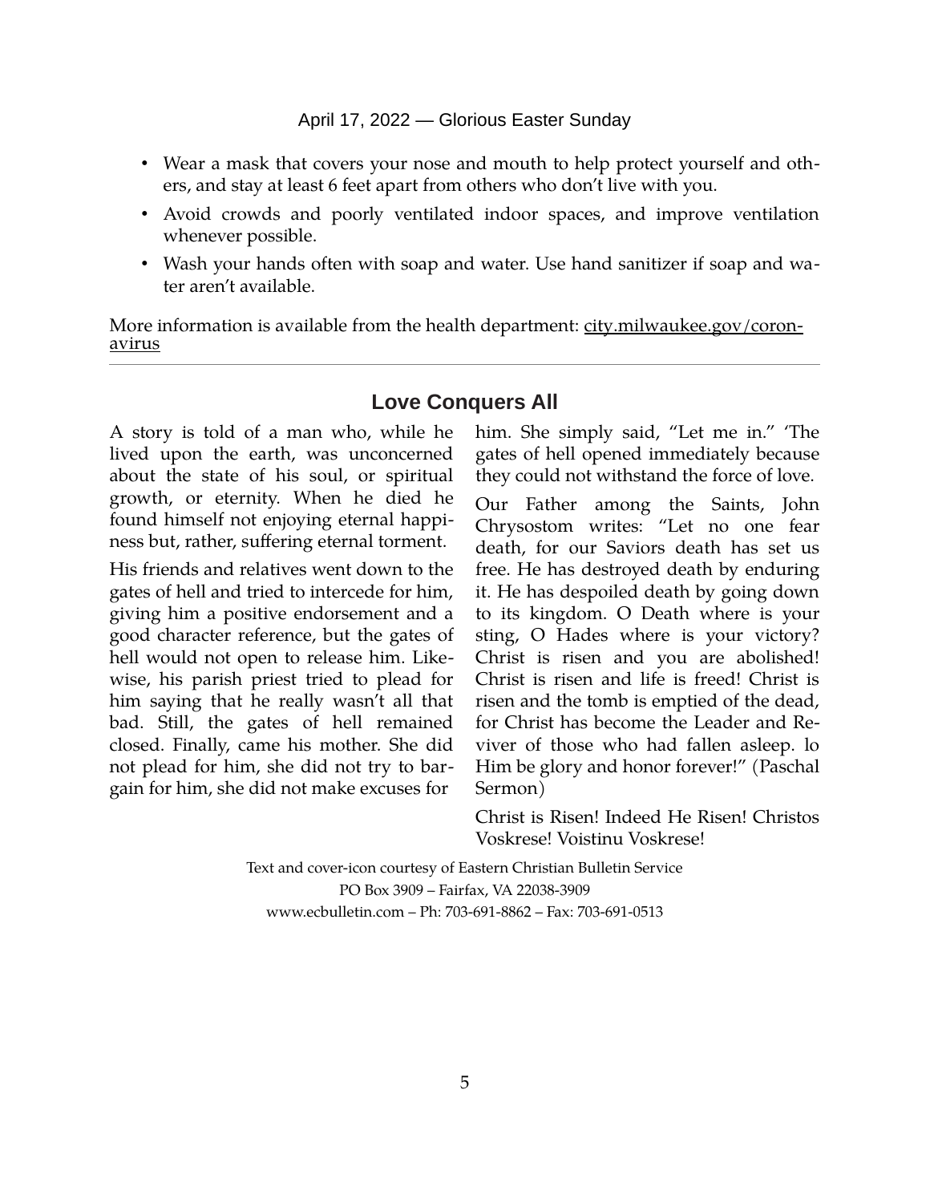- Wear a mask that covers your nose and mouth to help protect yourself and others, and stay at least 6 feet apart from others who don't live with you.
- Avoid crowds and poorly ventilated indoor spaces, and improve ventilation whenever possible.
- Wash your hands often with soap and water. Use hand sanitizer if soap and water aren't available.

More information is available from the health department: city.milwaukee.gov/coronavirus

---

## Love Conquers All

A story is told of a man who, while he lived upon the earth, was unconcerned about the state of his soul, or spiritual growth, or eternity. When he died he found himself not enjoying eternal happiness but, rather, suffering eternal torment.

His friends and relatives went down to the gates of hell and tried to intercede for him, giving him a positive endorsement and a good character reference, but the gates of hell would not open to release him. Likewise, his parish priest tried to plead for him saying that he really wasn't all that bad. Still, the gates of hell remained closed. Finally, came his mother. She did not plead for him, she did not try to bargain for him, she did not make excuses for him. She simply said, "Let me in." 'The gates of hell opened immediately because they could not withstand the force of love.

Our Father among the Saints, John Chrysostom writes: "Let no one fear death, for our Saviors death has set us free. He has destroyed death by enduring it. He has despoiled death by going down to its kingdom. O Death where is your sting, O Hades where is your victory? Christ is risen and you are abolished! Christ is risen and life is freed! Christ is risen and the tomb is emptied of the dead, for Christ has become the Leader and Reviver of those who had fallen asleep. lo Him be glory and honor forever!" (Paschal Sermon)

Christ is Risen! Indeed He Risen! Christos Voskrese! Voistinu Voskrese!

Text and cover-icon courtesy of Eastern Christian Bulletin Service
PO Box 3909 – Fairfax, VA 22038-3909
www.ecbulletin.com – Ph: 703-691-8862 – Fax: 703-691-0513